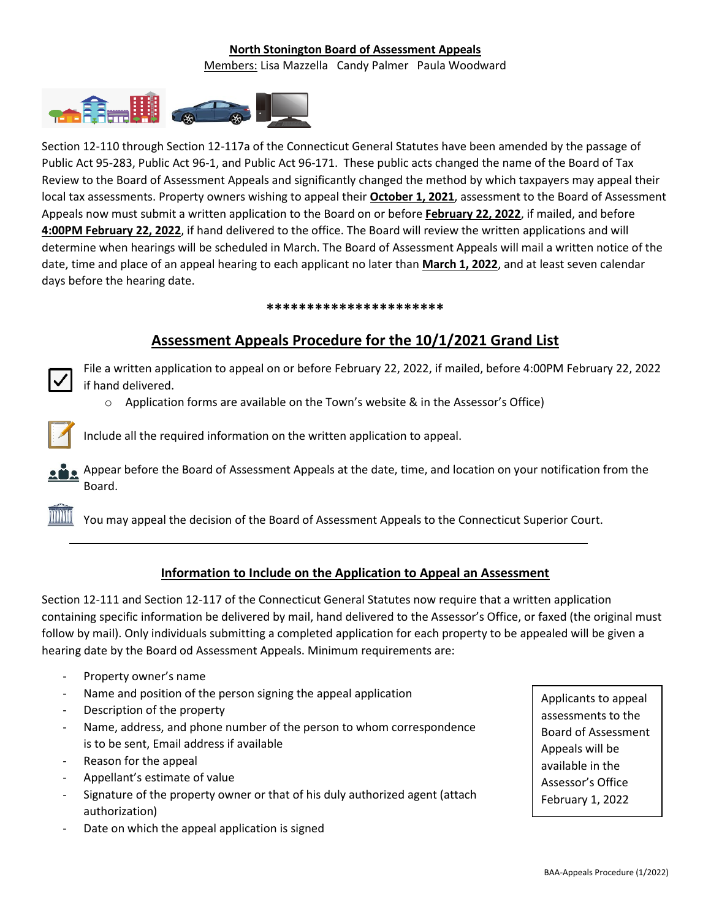**North Stonington Board of Assessment Appeals**

Members: Lisa Mazzella Candy Palmer Paula Woodward

Section 12-110 through Section 12-117a of the Connecticut General Statutes have been amended by the passage of Public Act 95-283, Public Act 96-1, and Public Act 96-171. These public acts changed the name of the Board of Tax Review to the Board of Assessment Appeals and significantly changed the method by which taxpayers may appeal their local tax assessments. Property owners wishing to appeal their **October 1, 2021**, assessment to the Board of Assessment Appeals now must submit a written application to the Board on or before **February 22, 2022**, if mailed, and before **4:00PM February 22, 2022**, if hand delivered to the office. The Board will review the written applications and will determine when hearings will be scheduled in March. The Board of Assessment Appeals will mail a written notice of the date, time and place of an appeal hearing to each applicant no later than **March 1, 2022**, and at least seven calendar days before the hearing date.

**********************

## Assessment Appeals Procedure for the 10/1/2021 Grand List

- File a written application to appeal on or before February 22, 2022, if mailed, before 4:00PM February 22, 2022 if hand delivered.
  - Application forms are available on the Town's website & in the Assessor's Office)
- Include all the required information on the written application to appeal.
- Appear before the Board of Assessment Appeals at the date, time, and location on your notification from the Board.
- You may appeal the decision of the Board of Assessment Appeals to the Connecticut Superior Court.

---

## Information to Include on the Application to Appeal an Assessment

Section 12-111 and Section 12-117 of the Connecticut General Statutes now require that a written application containing specific information be delivered by mail, hand delivered to the Assessor's Office, or faxed (the original must follow by mail). Only individuals submitting a completed application for each property to be appealed will be given a hearing date by the Board od Assessment Appeals. Minimum requirements are:

- Property owner's name
- Name and position of the person signing the appeal application
- Description of the property
- Name, address, and phone number of the person to whom correspondence is to be sent, Email address if available
- Reason for the appeal
- Appellant's estimate of value
- Signature of the property owner or that of his duly authorized agent (attach authorization)
- Date on which the appeal application is signed

Applicants to appeal assessments to the Board of Assessment Appeals will be available in the Assessor's Office February 1, 2022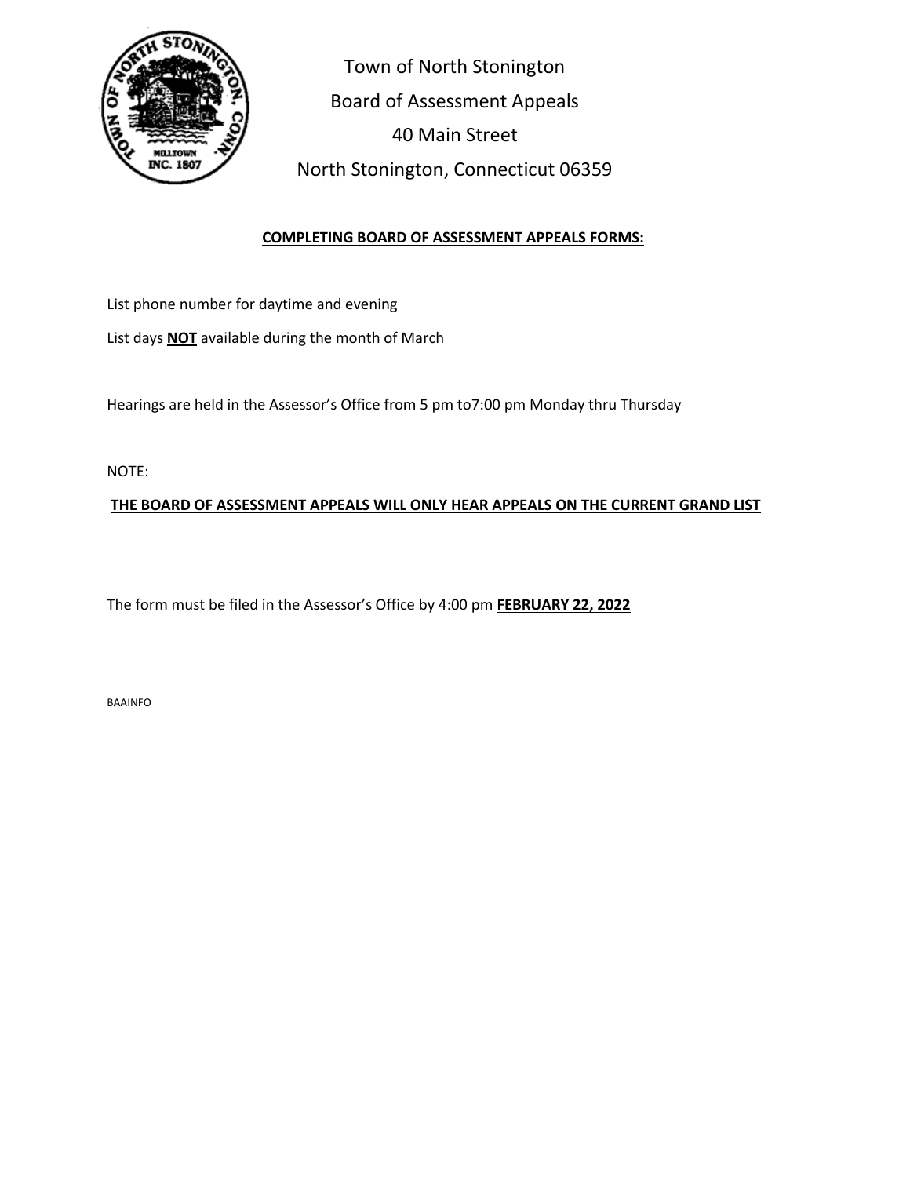Town of North Stonington

Board of Assessment Appeals

40 Main Street

North Stonington, Connecticut 06359

**COMPLETING BOARD OF ASSESSMENT APPEALS FORMS:**

List phone number for daytime and evening

List days **NOT** available during the month of March

Hearings are held in the Assessor's Office from 5 pm to7:00 pm Monday thru Thursday

NOTE:

**THE BOARD OF ASSESSMENT APPEALS WILL ONLY HEAR APPEALS ON THE CURRENT GRAND LIST**

The form must be filed in the Assessor's Office by 4:00 pm **FEBRUARY 22, 2022**

BAAINFO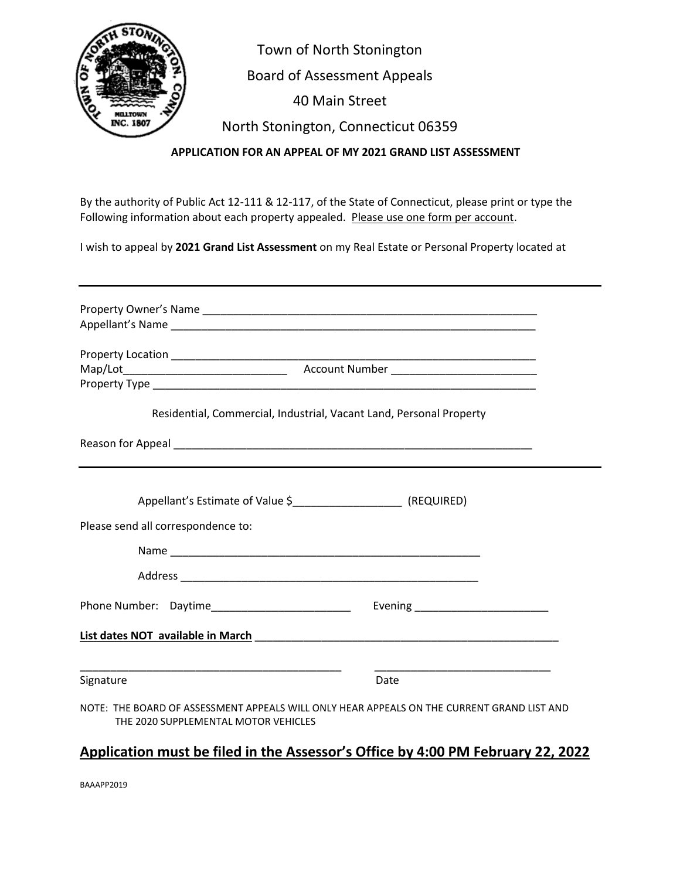Town of North Stonington

Board of Assessment Appeals

40 Main Street

North Stonington, Connecticut 06359

**APPLICATION FOR AN APPEAL OF MY 2021 GRAND LIST ASSESSMENT**

By the authority of Public Act 12-111 & 12-117, of the State of Connecticut, please print or type the Following information about each property appealed. Please use one form per account.

I wish to appeal by **2021 Grand List Assessment** on my Real Estate or Personal Property located at

---

Property Owner's Name ___________________________________________________________

Appellant's Name ________________________________________________________________

Property Location ________________________________________________________________

Map/Lot___________________________ Account Number ________________________

Property Type ____________________________________________________________________

Residential, Commercial, Industrial, Vacant Land, Personal Property

Reason for Appeal ______________________________________________________________

---

Appellant's Estimate of Value $_________________ (REQUIRED)

Please send all correspondence to:

Name ____________________________________________________

Address __________________________________________________

Phone Number: Daytime_______________________ Evening ______________________

**List dates NOT available in March** _____________________________________________________

___________________________________________ _____________________________

Signature Date

NOTE: THE BOARD OF ASSESSMENT APPEALS WILL ONLY HEAR APPEALS ON THE CURRENT GRAND LIST AND THE 2020 SUPPLEMENTAL MOTOR VEHICLES

## Application must be filed in the Assessor's Office by 4:00 PM February 22, 2022

BAAAPP2019